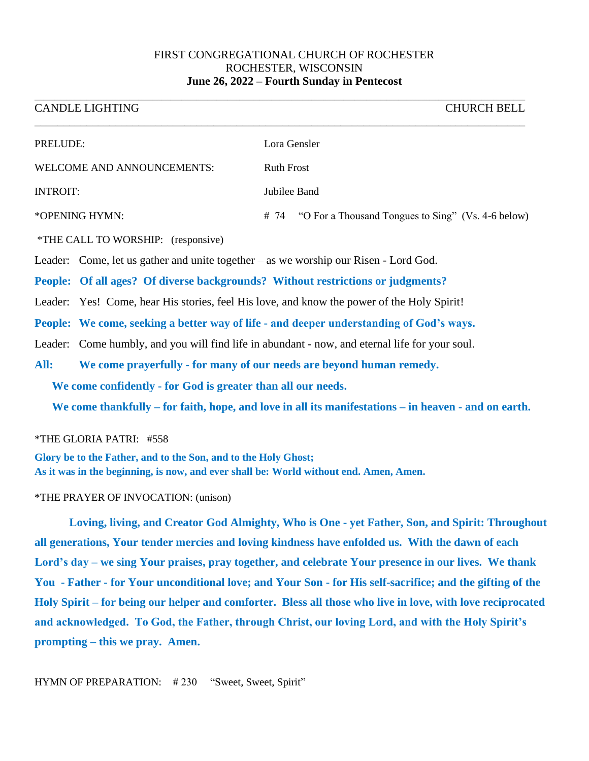FIRST CONGREGATIONAL CHURCH OF ROCHESTER
ROCHESTER, WISCONSIN
**June 26, 2022 – Fourth Sunday in Pentecost**

---

CANDLE LIGHTING — CHURCH BELL

---

PRELUDE: Lora Gensler

WELCOME AND ANNOUNCEMENTS: Ruth Frost

INTROIT: Jubilee Band

*OPENING HYMN: # 74 "O For a Thousand Tongues to Sing" (Vs. 4-6 below)

*THE CALL TO WORSHIP: (responsive)

Leader: Come, let us gather and unite together – as we worship our Risen - Lord God.

**People: Of all ages? Of diverse backgrounds? Without restrictions or judgments?**

Leader: Yes! Come, hear His stories, feel His love, and know the power of the Holy Spirit!

**People: We come, seeking a better way of life - and deeper understanding of God's ways.**

Leader: Come humbly, and you will find life in abundant - now, and eternal life for your soul.

**All: We come prayerfully - for many of our needs are beyond human remedy.**

**We come confidently - for God is greater than all our needs.**

**We come thankfully – for faith, hope, and love in all its manifestations – in heaven - and on earth.**

*THE GLORIA PATRI: #558

**Glory be to the Father, and to the Son, and to the Holy Ghost;
As it was in the beginning, is now, and ever shall be: World without end. Amen, Amen.**

*THE PRAYER OF INVOCATION: (unison)

**Loving, living, and Creator God Almighty, Who is One - yet Father, Son, and Spirit: Throughout all generations, Your tender mercies and loving kindness have enfolded us. With the dawn of each Lord's day – we sing Your praises, pray together, and celebrate Your presence in our lives. We thank You - Father - for Your unconditional love; and Your Son - for His self-sacrifice; and the gifting of the Holy Spirit – for being our helper and comforter. Bless all those who live in love, with love reciprocated and acknowledged. To God, the Father, through Christ, our loving Lord, and with the Holy Spirit's prompting – this we pray. Amen.**

HYMN OF PREPARATION: # 230 "Sweet, Sweet, Spirit"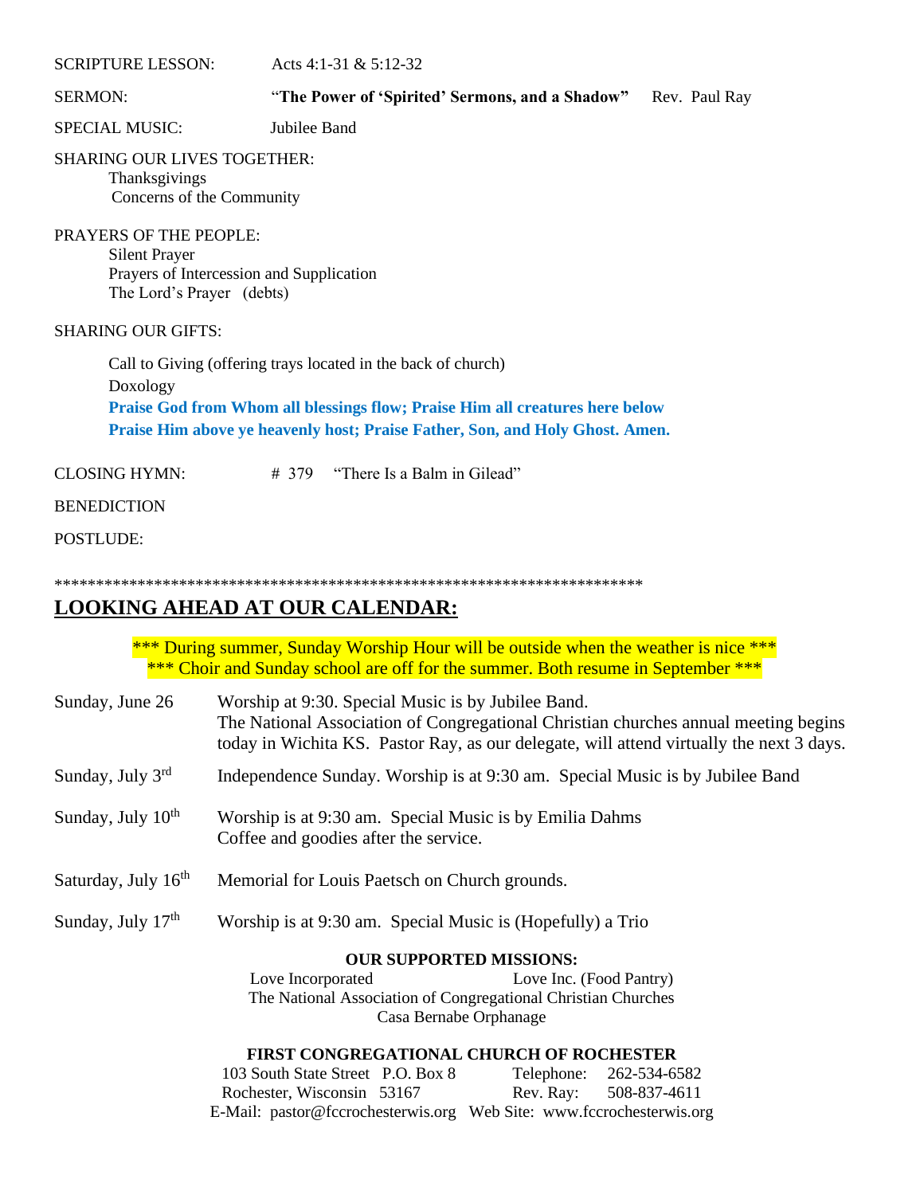SCRIPTURE LESSON: Acts 4:1-31 & 5:12-32

SERMON: "**The Power of 'Spirited' Sermons, and a Shadow"** Rev. Paul Ray

SPECIAL MUSIC: Jubilee Band

SHARING OUR LIVES TOGETHER:
- Thanksgivings
- Concerns of the Community

PRAYERS OF THE PEOPLE:
- Silent Prayer
- Prayers of Intercession and Supplication
- The Lord's Prayer (debts)

SHARING OUR GIFTS:

Call to Giving (offering trays located in the back of church)

Doxology

**Praise God from Whom all blessings flow; Praise Him all creatures here below**
**Praise Him above ye heavenly host; Praise Father, Son, and Holy Ghost. Amen.**

CLOSING HYMN: # 379 "There Is a Balm in Gilead"

BENEDICTION

POSTLUDE:

*************************************************************************

## LOOKING AHEAD AT OUR CALENDAR:

*** During summer, Sunday Worship Hour will be outside when the weather is nice ***
*** Choir and Sunday school are off for the summer. Both resume in September ***

| | |
|---|---|
| Sunday, June 26 | Worship at 9:30. Special Music is by Jubilee Band. The National Association of Congregational Christian churches annual meeting begins today in Wichita KS. Pastor Ray, as our delegate, will attend virtually the next 3 days. |
| Sunday, July 3rd | Independence Sunday. Worship is at 9:30 am. Special Music is by Jubilee Band |
| Sunday, July 10th | Worship is at 9:30 am. Special Music is by Emilia Dahms. Coffee and goodies after the service. |
| Saturday, July 16th | Memorial for Louis Paetsch on Church grounds. |
| Sunday, July 17th | Worship is at 9:30 am. Special Music is (Hopefully) a Trio |

**OUR SUPPORTED MISSIONS:**

Love Incorporated
Love Inc. (Food Pantry)
The National Association of Congregational Christian Churches
Casa Bernabe Orphanage

**FIRST CONGREGATIONAL CHURCH OF ROCHESTER**

103 South State Street P.O. Box 8
Rochester, Wisconsin 53167
Telephone: 262-534-6582
Rev. Ray: 508-837-4611
E-Mail: pastor@fccrochesterwis.org Web Site: www.fccrochesterwis.org